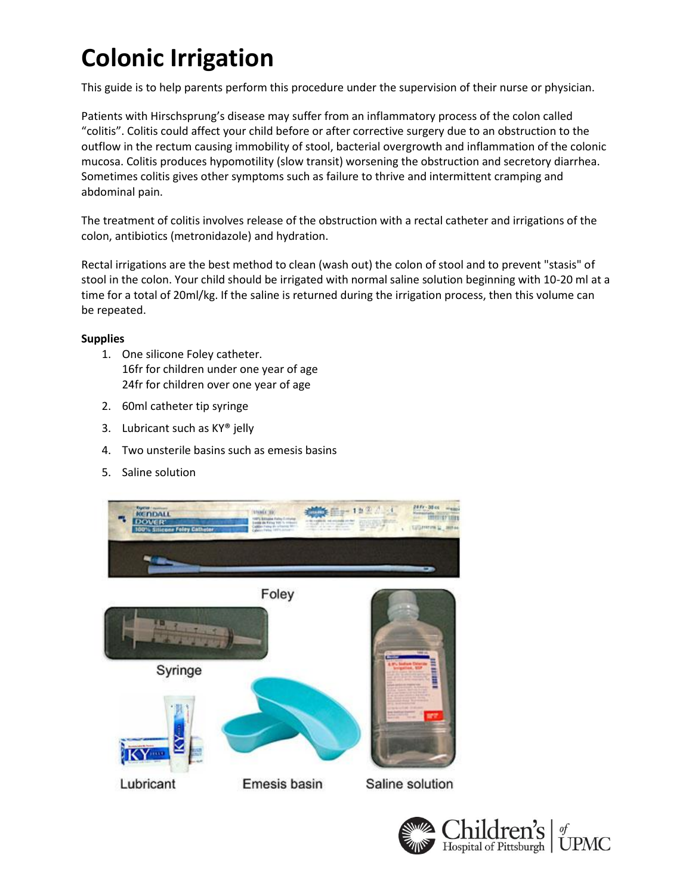# Colonic Irrigation

This guide is to help parents perform this procedure under the supervision of their nurse or physician.

Patients with Hirschsprung's disease may suffer from an inflammatory process of the colon called "colitis". Colitis could affect your child before or after corrective surgery due to an obstruction to the outflow in the rectum causing immobility of stool, bacterial overgrowth and inflammation of the colonic mucosa. Colitis produces hypomotility (slow transit) worsening the obstruction and secretory diarrhea. Sometimes colitis gives other symptoms such as failure to thrive and intermittent cramping and abdominal pain.

The treatment of colitis involves release of the obstruction with a rectal catheter and irrigations of the colon, antibiotics (metronidazole) and hydration.

Rectal irrigations are the best method to clean (wash out) the colon of stool and to prevent "stasis" of stool in the colon. Your child should be irrigated with normal saline solution beginning with 10-20 ml at a time for a total of 20ml/kg. If the saline is returned during the irrigation process, then this volume can be repeated.

**Supplies**

1. One silicone Foley catheter.
   16fr for children under one year of age
   24fr for children over one year of age
2. 60ml catheter tip syringe
3. Lubricant such as KY® jelly
4. Two unsterile basins such as emesis basins
5. Saline solution

Foley

Syringe

Lubricant

Emesis basin

Saline solution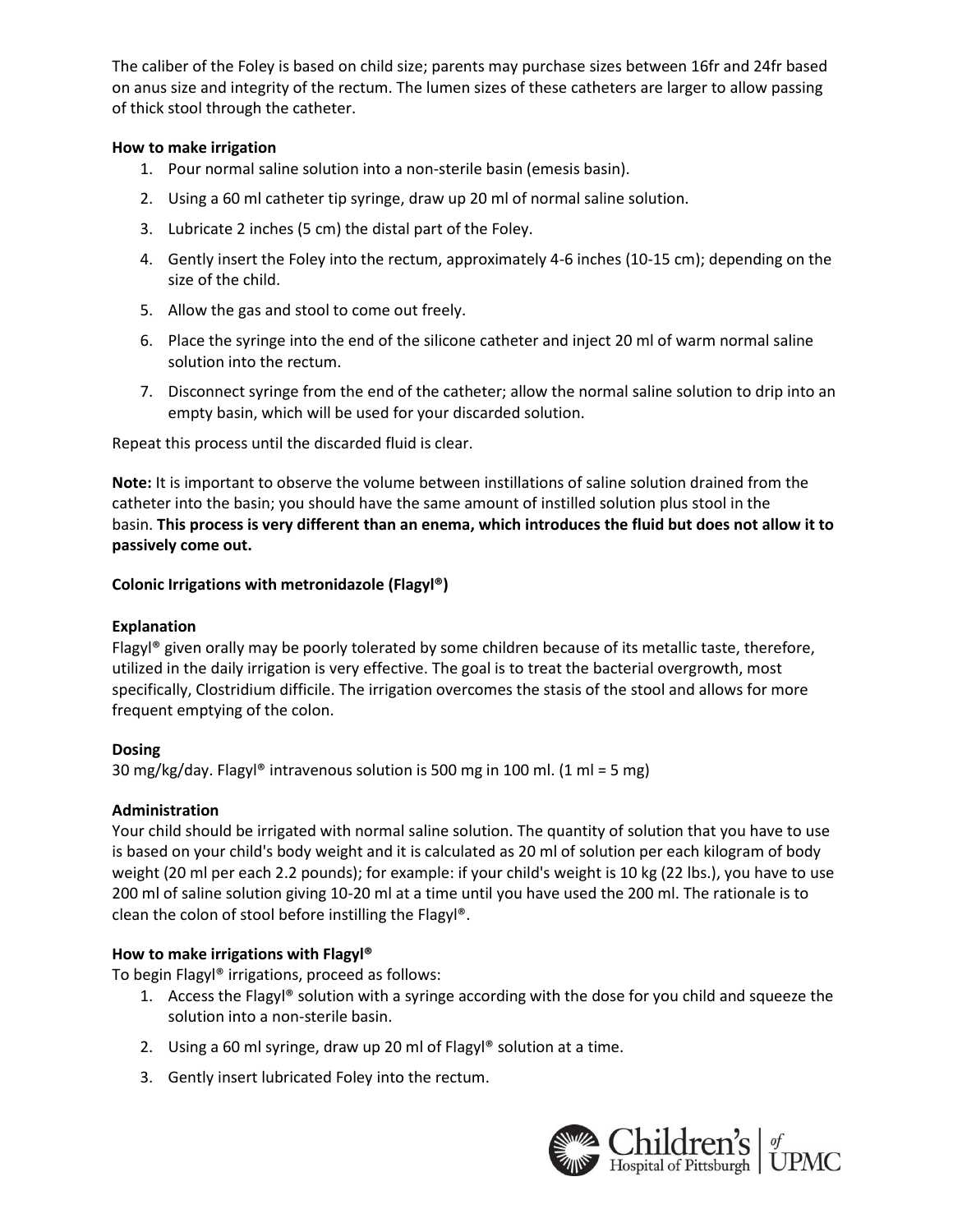The caliber of the Foley is based on child size; parents may purchase sizes between 16fr and 24fr based on anus size and integrity of the rectum. The lumen sizes of these catheters are larger to allow passing of thick stool through the catheter.

**How to make irrigation**

1. Pour normal saline solution into a non-sterile basin (emesis basin).
2. Using a 60 ml catheter tip syringe, draw up 20 ml of normal saline solution.
3. Lubricate 2 inches (5 cm) the distal part of the Foley.
4. Gently insert the Foley into the rectum, approximately 4-6 inches (10-15 cm); depending on the size of the child.
5. Allow the gas and stool to come out freely.
6. Place the syringe into the end of the silicone catheter and inject 20 ml of warm normal saline solution into the rectum.
7. Disconnect syringe from the end of the catheter; allow the normal saline solution to drip into an empty basin, which will be used for your discarded solution.

Repeat this process until the discarded fluid is clear.

**Note:** It is important to observe the volume between instillations of saline solution drained from the catheter into the basin; you should have the same amount of instilled solution plus stool in the basin. **This process is very different than an enema, which introduces the fluid but does not allow it to passively come out.**

**Colonic Irrigations with metronidazole (Flagyl®)**

**Explanation**

Flagyl® given orally may be poorly tolerated by some children because of its metallic taste, therefore, utilized in the daily irrigation is very effective. The goal is to treat the bacterial overgrowth, most specifically, Clostridium difficile. The irrigation overcomes the stasis of the stool and allows for more frequent emptying of the colon.

**Dosing**

30 mg/kg/day. Flagyl® intravenous solution is 500 mg in 100 ml. (1 ml = 5 mg)

**Administration**

Your child should be irrigated with normal saline solution. The quantity of solution that you have to use is based on your child's body weight and it is calculated as 20 ml of solution per each kilogram of body weight (20 ml per each 2.2 pounds); for example: if your child's weight is 10 kg (22 lbs.), you have to use 200 ml of saline solution giving 10-20 ml at a time until you have used the 200 ml. The rationale is to clean the colon of stool before instilling the Flagyl®.

**How to make irrigations with Flagyl®**

To begin Flagyl® irrigations, proceed as follows:

1. Access the Flagyl® solution with a syringe according with the dose for you child and squeeze the solution into a non-sterile basin.
2. Using a 60 ml syringe, draw up 20 ml of Flagyl® solution at a time.
3. Gently insert lubricated Foley into the rectum.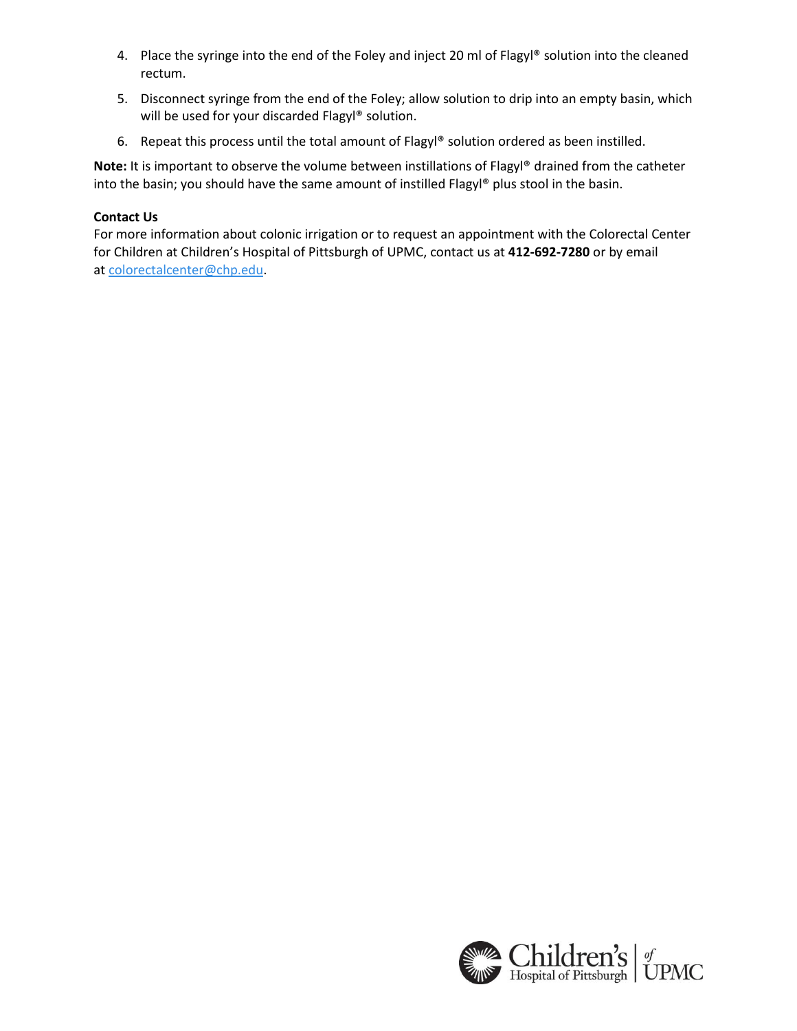4. Place the syringe into the end of the Foley and inject 20 ml of Flagyl® solution into the cleaned rectum.
5. Disconnect syringe from the end of the Foley; allow solution to drip into an empty basin, which will be used for your discarded Flagyl® solution.
6. Repeat this process until the total amount of Flagyl® solution ordered as been instilled.

**Note:** It is important to observe the volume between instillations of Flagyl® drained from the catheter into the basin; you should have the same amount of instilled Flagyl® plus stool in the basin.

**Contact Us**
For more information about colonic irrigation or to request an appointment with the Colorectal Center for Children at Children's Hospital of Pittsburgh of UPMC, contact us at **412-692-7280** or by email at colorectalcenter@chp.edu.